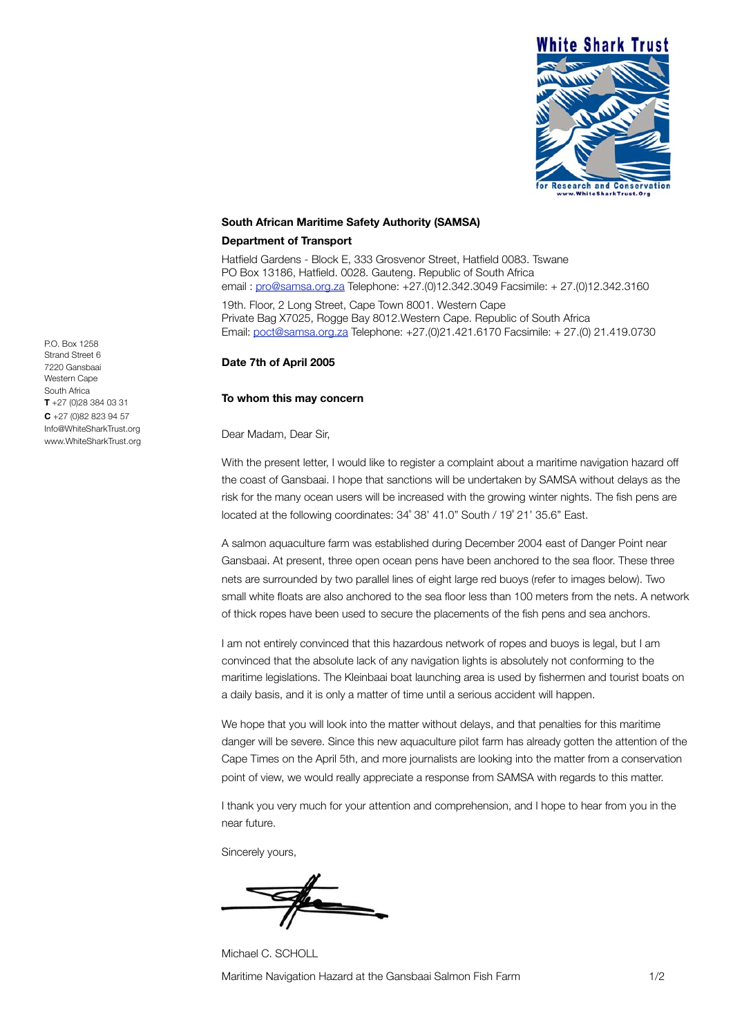White Shark Trust
for Research and Conservation
www.WhiteSharkTrust.Org

P.O. Box 1258
Strand Street 6
7220 Gansbaai
Western Cape
South Africa
**T** +27 (0)28 384 03 31
**C** +27 (0)82 823 94 57
Info@WhiteSharkTrust.org
www.WhiteSharkTrust.org

**South African Maritime Safety Authority (SAMSA)**

**Department of Transport**

Hatfield Gardens - Block E, 333 Grosvenor Street, Hatfield 0083. Tswane
PO Box 13186, Hatfield. 0028. Gauteng. Republic of South Africa
email : pro@samsa.org.za Telephone: +27.(0)12.342.3049 Facsimile: + 27.(0)12.342.3160

19th. Floor, 2 Long Street, Cape Town 8001. Western Cape
Private Bag X7025, Rogge Bay 8012.Western Cape. Republic of South Africa
Email: poct@samsa.org.za Telephone: +27.(0)21.421.6170 Facsimile: + 27.(0) 21.419.0730

**Date 7th of April 2005**

**To whom this may concern**

Dear Madam, Dear Sir,

With the present letter, I would like to register a complaint about a maritime navigation hazard off the coast of Gansbaai. I hope that sanctions will be undertaken by SAMSA without delays as the risk for the many ocean users will be increased with the growing winter nights. The fish pens are located at the following coordinates: 34˚ 38' 41.0" South / 19˚ 21' 35.6" East.

A salmon aquaculture farm was established during December 2004 east of Danger Point near Gansbaai. At present, three open ocean pens have been anchored to the sea floor. These three nets are surrounded by two parallel lines of eight large red buoys (refer to images below). Two small white floats are also anchored to the sea floor less than 100 meters from the nets. A network of thick ropes have been used to secure the placements of the fish pens and sea anchors.

I am not entirely convinced that this hazardous network of ropes and buoys is legal, but I am convinced that the absolute lack of any navigation lights is absolutely not conforming to the maritime legislations. The Kleinbaai boat launching area is used by fishermen and tourist boats on a daily basis, and it is only a matter of time until a serious accident will happen.

We hope that you will look into the matter without delays, and that penalties for this maritime danger will be severe. Since this new aquaculture pilot farm has already gotten the attention of the Cape Times on the April 5th, and more journalists are looking into the matter from a conservation point of view, we would really appreciate a response from SAMSA with regards to this matter.

I thank you very much for your attention and comprehension, and I hope to hear from you in the near future.

Sincerely yours,

Michael C. SCHOLL

Maritime Navigation Hazard at the Gansbaai Salmon Fish Farm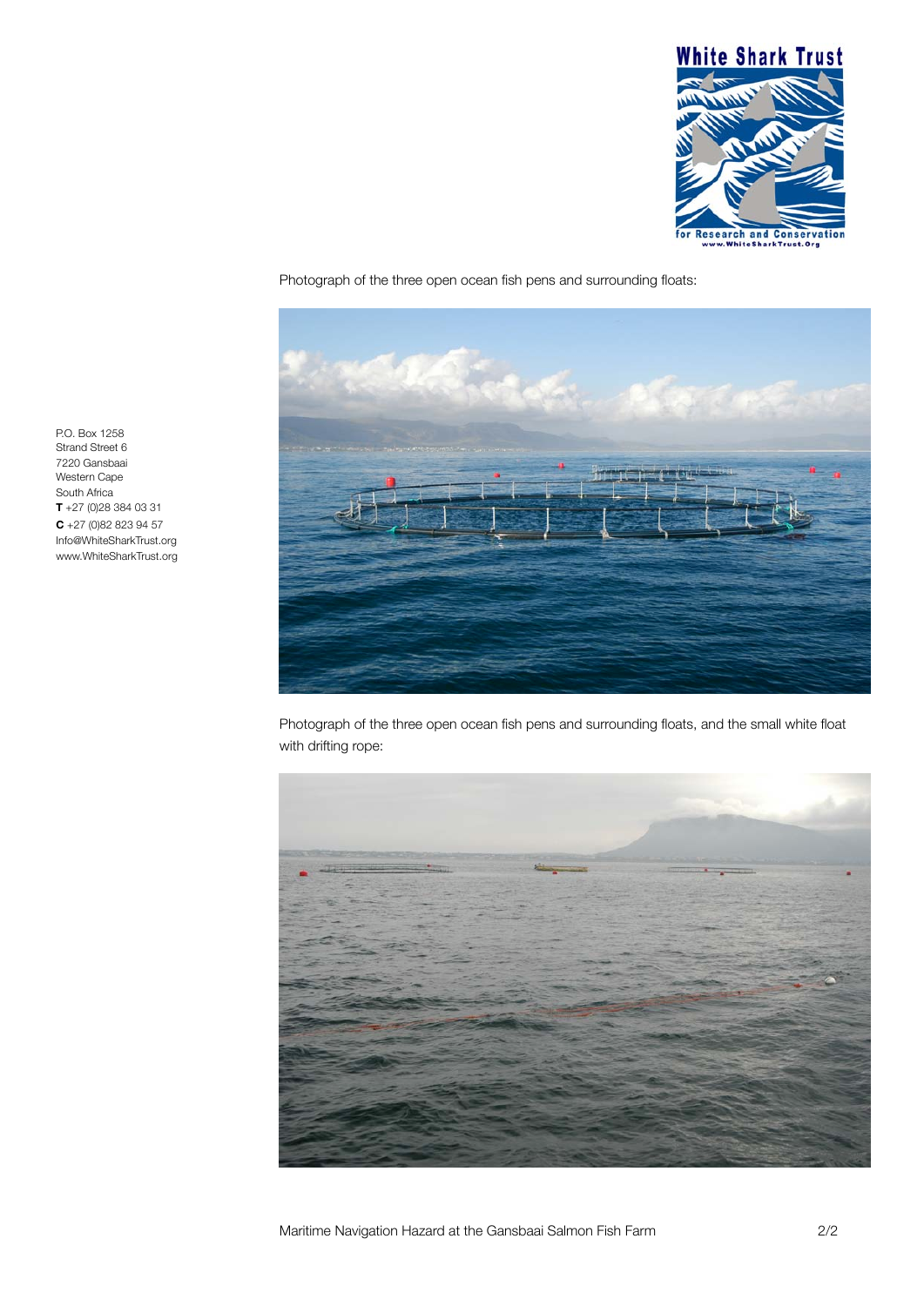P.O. Box 1258
Strand Street 6
7220 Gansbaai
Western Cape
South Africa
**T** +27 (0)28 384 03 31
**C** +27 (0)82 823 94 57
Info@WhiteSharkTrust.org
www.WhiteSharkTrust.org

Photograph of the three open ocean fish pens and surrounding floats:

Photograph of the three open ocean fish pens and surrounding floats, and the small white float with drifting rope: